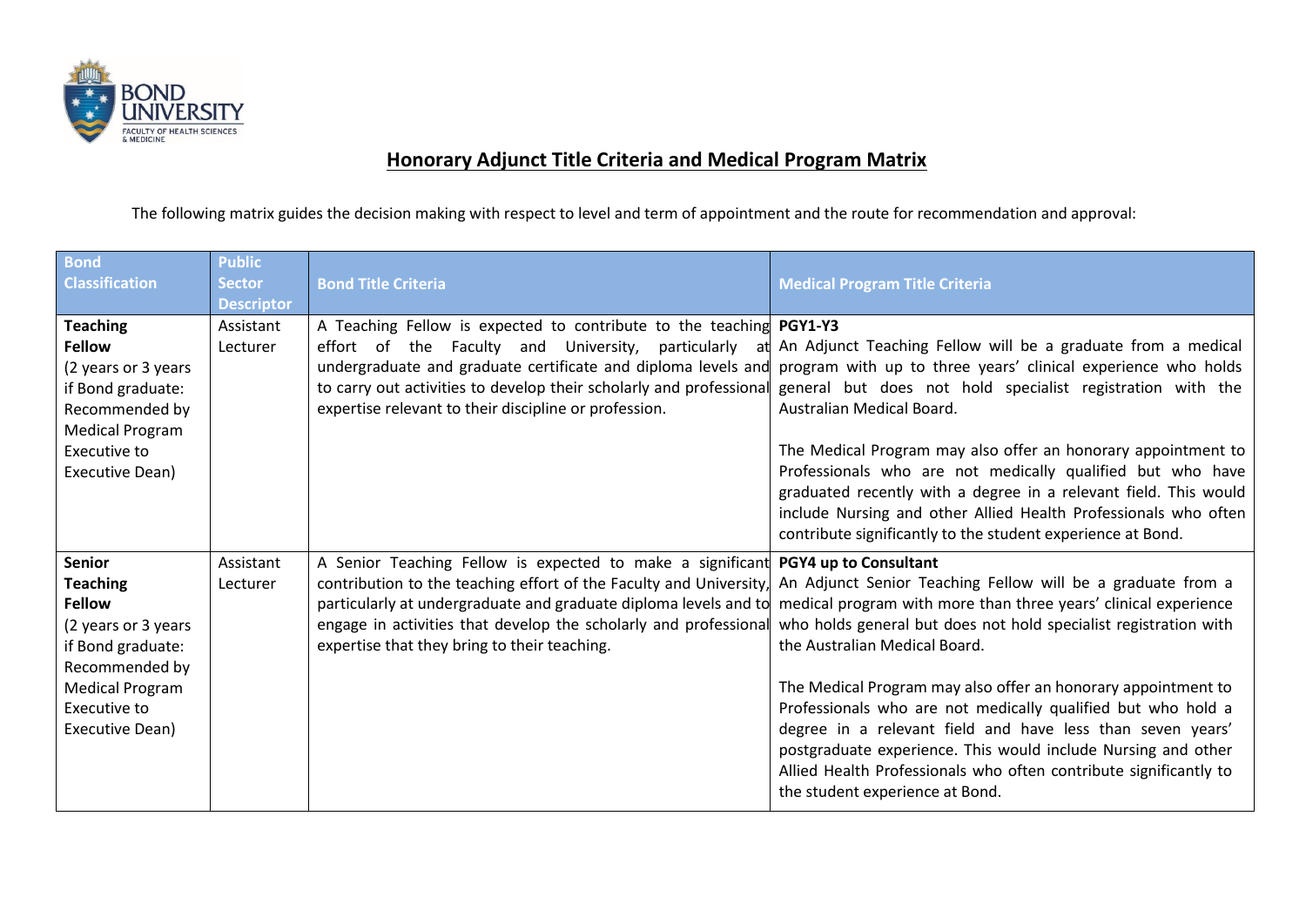# Honorary Adjunct Title Criteria and Medical Program Matrix

The following matrix guides the decision making with respect to level and term of appointment and the route for recommendation and approval:

| Bond Classification | Public Sector Descriptor | Bond Title Criteria | Medical Program Title Criteria |
|---|---|---|---|
| **Teaching Fellow** (2 years or 3 years if Bond graduate: Recommended by Medical Program Executive to Executive Dean) | Assistant Lecturer | A Teaching Fellow is expected to contribute to the teaching effort of the Faculty and University, particularly at undergraduate and graduate certificate and diploma levels and to carry out activities to develop their scholarly and professional expertise relevant to their discipline or profession. | **PGY1-Y3**<br>An Adjunct Teaching Fellow will be a graduate from a medical program with up to three years' clinical experience who holds general but does not hold specialist registration with the Australian Medical Board.<br><br>The Medical Program may also offer an honorary appointment to Professionals who are not medically qualified but who have graduated recently with a degree in a relevant field. This would include Nursing and other Allied Health Professionals who often contribute significantly to the student experience at Bond. |
| **Senior Teaching Fellow** (2 years or 3 years if Bond graduate: Recommended by Medical Program Executive to Executive Dean) | Assistant Lecturer | A Senior Teaching Fellow is expected to make a significant contribution to the teaching effort of the Faculty and University, particularly at undergraduate and graduate diploma levels and to engage in activities that develop the scholarly and professional expertise that they bring to their teaching. | **PGY4 up to Consultant**<br>An Adjunct Senior Teaching Fellow will be a graduate from a medical program with more than three years' clinical experience who holds general but does not hold specialist registration with the Australian Medical Board.<br><br>The Medical Program may also offer an honorary appointment to Professionals who are not medically qualified but who hold a degree in a relevant field and have less than seven years' postgraduate experience. This would include Nursing and other Allied Health Professionals who often contribute significantly to the student experience at Bond. |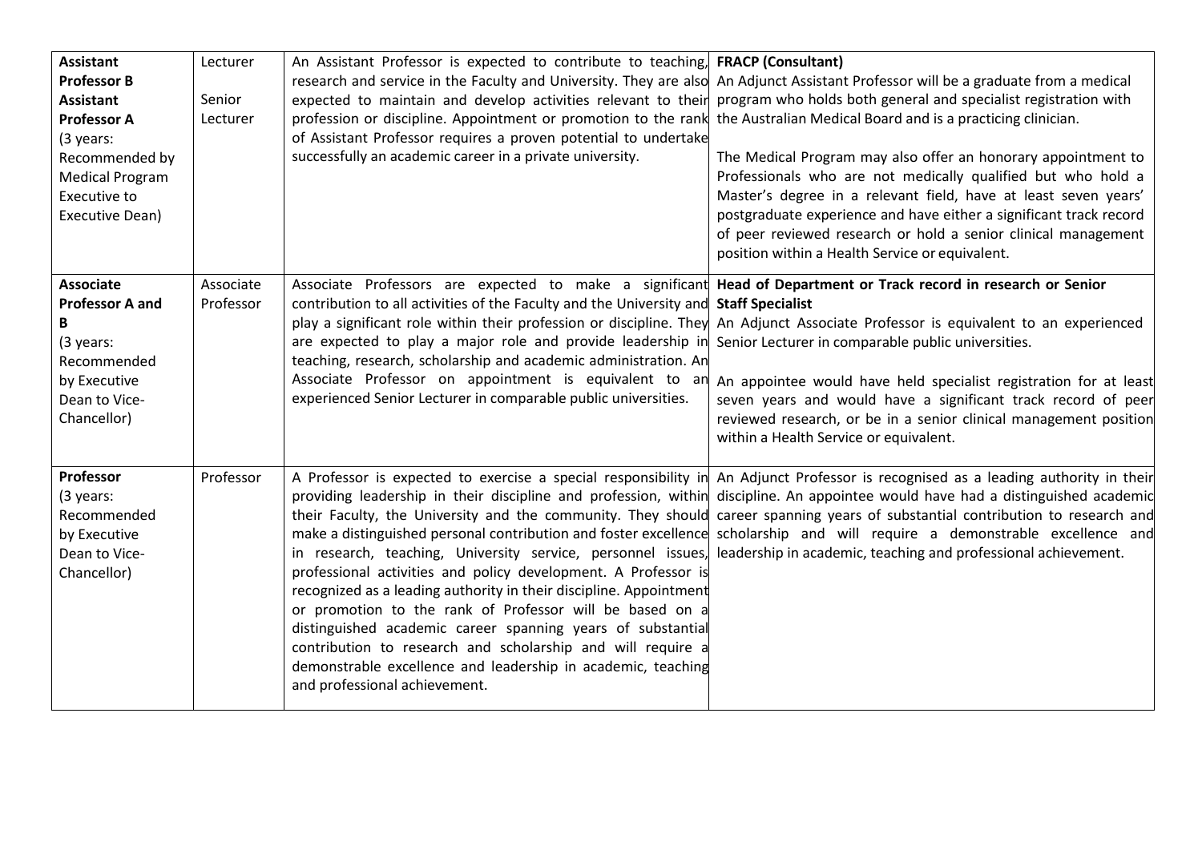| | | | |
|---|---|---|---|
| **Assistant Professor B** **Assistant Professor A** (3 years: Recommended by Medical Program Executive to Executive Dean) | Lecturer<br><br>Senior Lecturer | An Assistant Professor is expected to contribute to teaching, research and service in the Faculty and University. They are also expected to maintain and develop activities relevant to their profession or discipline. Appointment or promotion to the rank of Assistant Professor requires a proven potential to undertake successfully an academic career in a private university. | **FRACP (Consultant)**<br>An Adjunct Assistant Professor will be a graduate from a medical program who holds both general and specialist registration with the Australian Medical Board and is a practicing clinician.<br><br>The Medical Program may also offer an honorary appointment to Professionals who are not medically qualified but who hold a Master's degree in a relevant field, have at least seven years' postgraduate experience and have either a significant track record of peer reviewed research or hold a senior clinical management position within a Health Service or equivalent. |
| **Associate Professor A and B** (3 years: Recommended by Executive Dean to Vice-Chancellor) | Associate Professor | Associate Professors are expected to make a significant contribution to all activities of the Faculty and the University and play a significant role within their profession or discipline. They are expected to play a major role and provide leadership in teaching, research, scholarship and academic administration. An Associate Professor on appointment is equivalent to an experienced Senior Lecturer in comparable public universities. | **Head of Department or Track record in research or Senior Staff Specialist**<br>An Adjunct Associate Professor is equivalent to an experienced Senior Lecturer in comparable public universities.<br><br>An appointee would have held specialist registration for at least seven years and would have a significant track record of peer reviewed research, or be in a senior clinical management position within a Health Service or equivalent. |
| **Professor** (3 years: Recommended by Executive Dean to Vice-Chancellor) | Professor | A Professor is expected to exercise a special responsibility in providing leadership in their discipline and profession, within their Faculty, the University and the community. They should make a distinguished personal contribution and foster excellence in research, teaching, University service, personnel issues, professional activities and policy development. A Professor is recognized as a leading authority in their discipline. Appointment or promotion to the rank of Professor will be based on a distinguished academic career spanning years of substantial contribution to research and scholarship and will require a demonstrable excellence and leadership in academic, teaching and professional achievement. | An Adjunct Professor is recognised as a leading authority in their discipline. An appointee would have had a distinguished academic career spanning years of substantial contribution to research and scholarship and will require a demonstrable excellence and leadership in academic, teaching and professional achievement. |